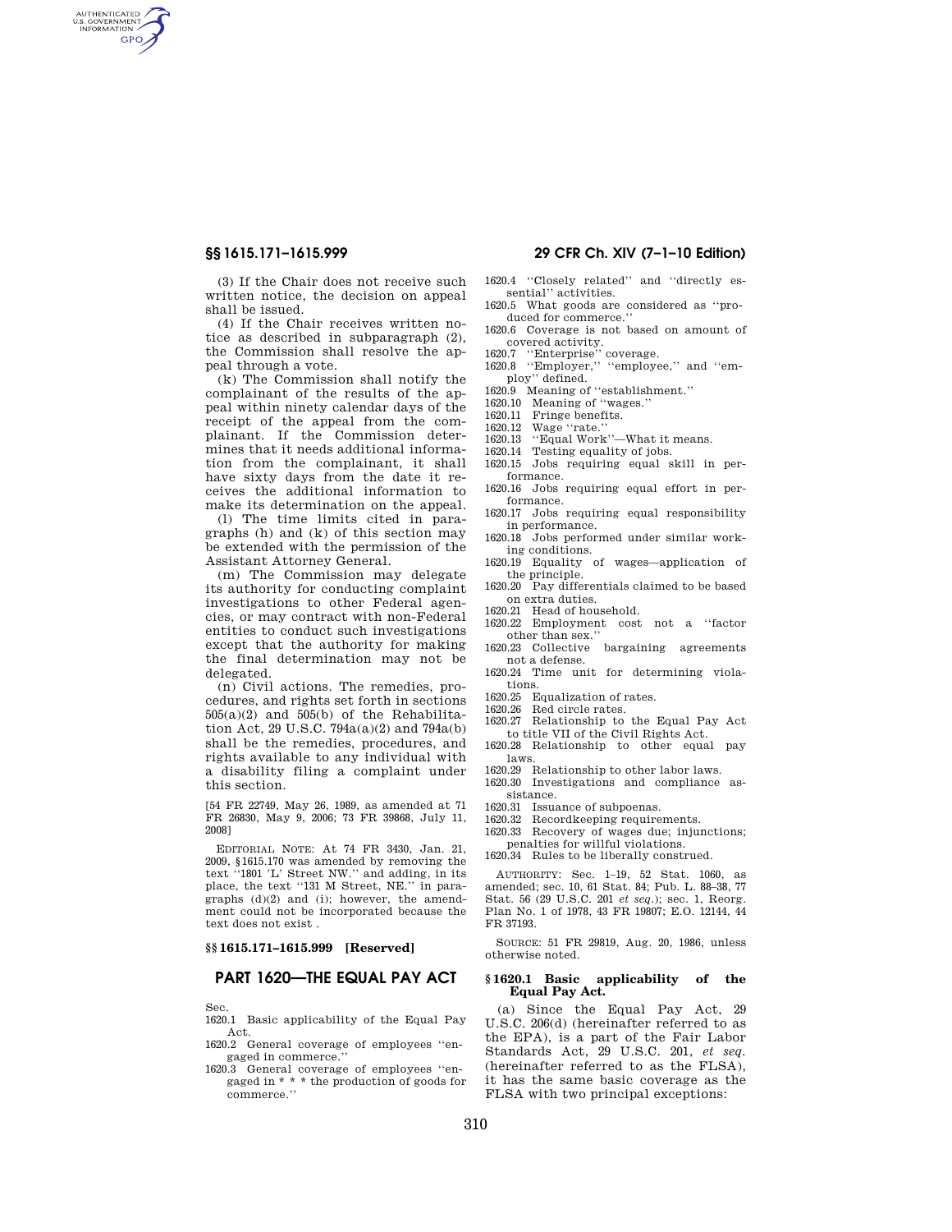(3) If the Chair does not receive such written notice, the decision on appeal shall be issued.

(4) If the Chair receives written notice as described in subparagraph (2), the Commission shall resolve the appeal through a vote.

(k) The Commission shall notify the complainant of the results of the appeal within ninety calendar days of the receipt of the appeal from the complainant. If the Commission determines that it needs additional information from the complainant, it shall have sixty days from the date it receives the additional information to make its determination on the appeal.

(l) The time limits cited in paragraphs (h) and (k) of this section may be extended with the permission of the Assistant Attorney General.

(m) The Commission may delegate its authority for conducting complaint investigations to other Federal agencies, or may contract with non-Federal entities to conduct such investigations except that the authority for making the final determination may not be delegated.

(n) Civil actions. The remedies, procedures, and rights set forth in sections 505(a)(2) and 505(b) of the Rehabilitation Act, 29 U.S.C. 794a(a)(2) and 794a(b) shall be the remedies, procedures, and rights available to any individual with a disability filing a complaint under this section.

[54 FR 22749, May 26, 1989, as amended at 71 FR 26830, May 9, 2006; 73 FR 39868, July 11, 2008]

EDITORIAL NOTE: At 74 FR 3430, Jan. 21, 2009, §1615.170 was amended by removing the text ''1801 'L' Street NW.'' and adding, in its place, the text ''131 M Street, NE.'' in paragraphs (d)(2) and (i); however, the amendment could not be incorporated because the text does not exist .

### §§ 1615.171–1615.999 [Reserved]

## PART 1620—THE EQUAL PAY ACT

Sec.
1620.1 Basic applicability of the Equal Pay Act.
1620.2 General coverage of employees ''engaged in commerce.''
1620.3 General coverage of employees ''engaged in * * * the production of goods for commerce.''
1620.4 ''Closely related'' and ''directly essential'' activities.
1620.5 What goods are considered as ''produced for commerce.''
1620.6 Coverage is not based on amount of covered activity.
1620.7 ''Enterprise'' coverage.
1620.8 ''Employer,'' ''employee,'' and ''employ'' defined.
1620.9 Meaning of ''establishment.''
1620.10 Meaning of ''wages.''
1620.11 Fringe benefits.
1620.12 Wage ''rate.''
1620.13 ''Equal Work''—What it means.
1620.14 Testing equality of jobs.
1620.15 Jobs requiring equal skill in performance.
1620.16 Jobs requiring equal effort in performance.
1620.17 Jobs requiring equal responsibility in performance.
1620.18 Jobs performed under similar working conditions.
1620.19 Equality of wages—application of the principle.
1620.20 Pay differentials claimed to be based on extra duties.
1620.21 Head of household.
1620.22 Employment cost not a ''factor other than sex.''
1620.23 Collective bargaining agreements not a defense.
1620.24 Time unit for determining violations.
1620.25 Equalization of rates.
1620.26 Red circle rates.
1620.27 Relationship to the Equal Pay Act to title VII of the Civil Rights Act.
1620.28 Relationship to other equal pay laws.
1620.29 Relationship to other labor laws.
1620.30 Investigations and compliance assistance.
1620.31 Issuance of subpoenas.
1620.32 Recordkeeping requirements.
1620.33 Recovery of wages due; injunctions; penalties for willful violations.
1620.34 Rules to be liberally construed.

AUTHORITY: Sec. 1–19, 52 Stat. 1060, as amended; sec. 10, 61 Stat. 84; Pub. L. 88–38, 77 Stat. 56 (29 U.S.C. 201 *et seq.*); sec. 1, Reorg. Plan No. 1 of 1978, 43 FR 19807; E.O. 12144, 44 FR 37193.

SOURCE: 51 FR 29819, Aug. 20, 1986, unless otherwise noted.

### § 1620.1 Basic applicability of the Equal Pay Act.

(a) Since the Equal Pay Act, 29 U.S.C. 206(d) (hereinafter referred to as the EPA), is a part of the Fair Labor Standards Act, 29 U.S.C. 201, *et seq.* (hereinafter referred to as the FLSA), it has the same basic coverage as the FLSA with two principal exceptions: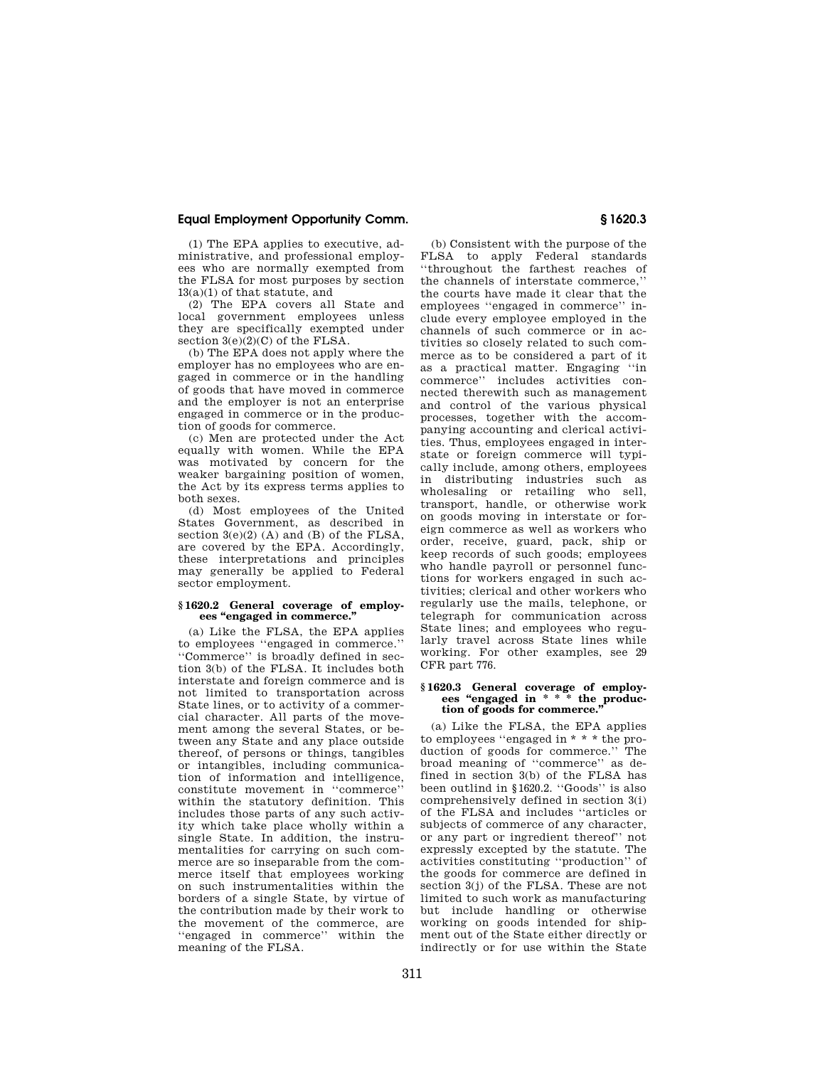(1) The EPA applies to executive, administrative, and professional employees who are normally exempted from the FLSA for most purposes by section 13(a)(1) of that statute, and

(2) The EPA covers all State and local government employees unless they are specifically exempted under section 3(e)(2)(C) of the FLSA.

(b) The EPA does not apply where the employer has no employees who are engaged in commerce or in the handling of goods that have moved in commerce and the employer is not an enterprise engaged in commerce or in the production of goods for commerce.

(c) Men are protected under the Act equally with women. While the EPA was motivated by concern for the weaker bargaining position of women, the Act by its express terms applies to both sexes.

(d) Most employees of the United States Government, as described in section 3(e)(2) (A) and (B) of the FLSA, are covered by the EPA. Accordingly, these interpretations and principles may generally be applied to Federal sector employment.

### § 1620.2 General coverage of employees "engaged in commerce."

(a) Like the FLSA, the EPA applies to employees "engaged in commerce." "Commerce" is broadly defined in section 3(b) of the FLSA. It includes both interstate and foreign commerce and is not limited to transportation across State lines, or to activity of a commercial character. All parts of the movement among the several States, or between any State and any place outside thereof, of persons or things, tangibles or intangibles, including communication of information and intelligence, constitute movement in "commerce" within the statutory definition. This includes those parts of any such activity which take place wholly within a single State. In addition, the instrumentalities for carrying on such commerce are so inseparable from the commerce itself that employees working on such instrumentalities within the borders of a single State, by virtue of the contribution made by their work to the movement of the commerce, are "engaged in commerce" within the meaning of the FLSA.

(b) Consistent with the purpose of the FLSA to apply Federal standards "throughout the farthest reaches of the channels of interstate commerce," the courts have made it clear that the employees "engaged in commerce" include every employee employed in the channels of such commerce or in activities so closely related to such commerce as to be considered a part of it as a practical matter. Engaging "in commerce" includes activities connected therewith such as management and control of the various physical processes, together with the accompanying accounting and clerical activities. Thus, employees engaged in interstate or foreign commerce will typically include, among others, employees in distributing industries such as wholesaling or retailing who sell, transport, handle, or otherwise work on goods moving in interstate or foreign commerce as well as workers who order, receive, guard, pack, ship or keep records of such goods; employees who handle payroll or personnel functions for workers engaged in such activities; clerical and other workers who regularly use the mails, telephone, or telegraph for communication across State lines; and employees who regularly travel across State lines while working. For other examples, see 29 CFR part 776.

### § 1620.3 General coverage of employees "engaged in * * * the production of goods for commerce."

(a) Like the FLSA, the EPA applies to employees "engaged in * * * the production of goods for commerce." The broad meaning of "commerce" as defined in section 3(b) of the FLSA has been outlind in § 1620.2. "Goods" is also comprehensively defined in section 3(i) of the FLSA and includes "articles or subjects of commerce of any character, or any part or ingredient thereof" not expressly excepted by the statute. The activities constituting "production" of the goods for commerce are defined in section 3(j) of the FLSA. These are not limited to such work as manufacturing but include handling or otherwise working on goods intended for shipment out of the State either directly or indirectly or for use within the State